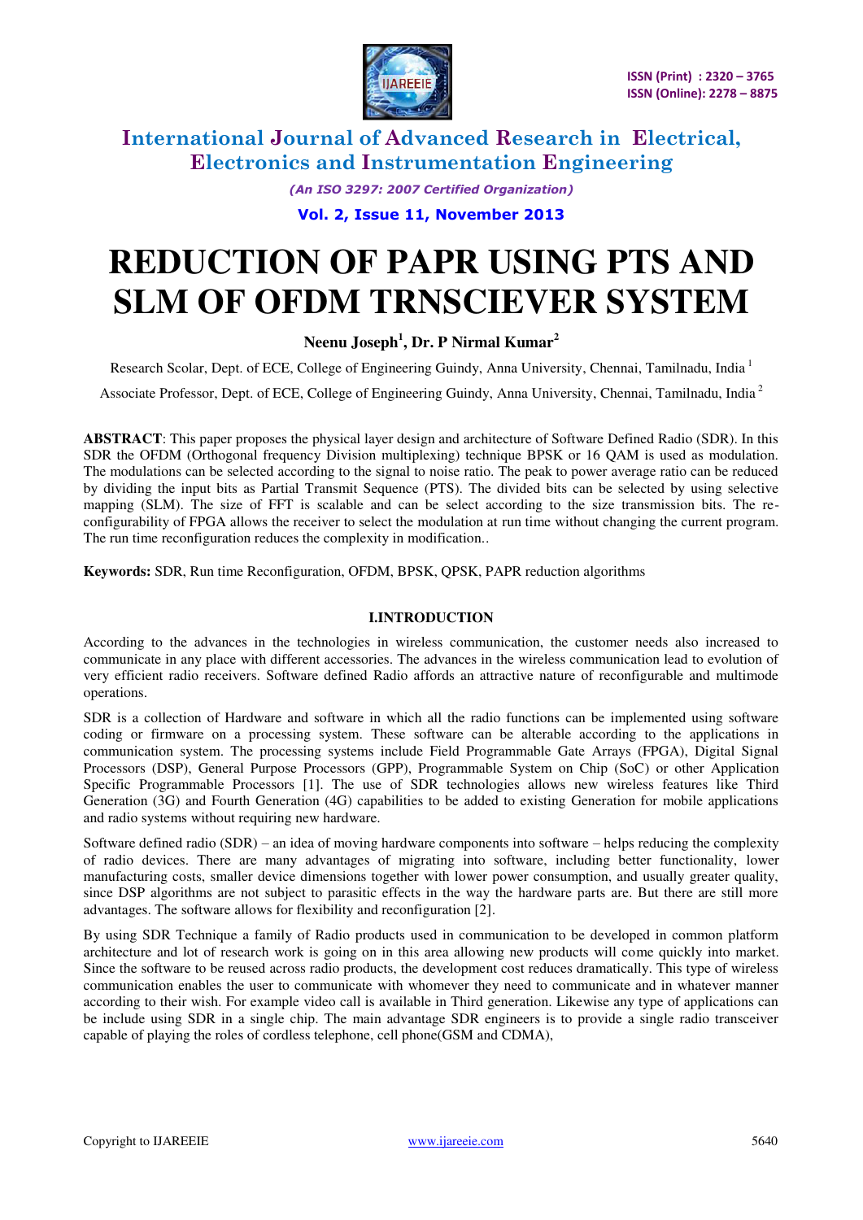# REDUCTION OF PAPR USING PTS AND SLM OF OFDM TRNSCIEVER SYSTEM

**Neenu Joseph[1], Dr. P Nirmal Kumar[2]**

Research Scolar, Dept. of ECE, College of Engineering Guindy, Anna University, Chennai, Tamilnadu, India [1]

Associate Professor, Dept. of ECE, College of Engineering Guindy, Anna University, Chennai, Tamilnadu, India [2]

**ABSTRACT**: This paper proposes the physical layer design and architecture of Software Defined Radio (SDR). In this SDR the OFDM (Orthogonal frequency Division multiplexing) technique BPSK or 16 QAM is used as modulation. The modulations can be selected according to the signal to noise ratio. The peak to power average ratio can be reduced by dividing the input bits as Partial Transmit Sequence (PTS). The divided bits can be selected by using selective mapping (SLM). The size of FFT is scalable and can be select according to the size transmission bits. The re-configurability of FPGA allows the receiver to select the modulation at run time without changing the current program. The run time reconfiguration reduces the complexity in modification..

**Keywords:** SDR, Run time Reconfiguration, OFDM, BPSK, QPSK, PAPR reduction algorithms

## I.INTRODUCTION

According to the advances in the technologies in wireless communication, the customer needs also increased to communicate in any place with different accessories. The advances in the wireless communication lead to evolution of very efficient radio receivers. Software defined Radio affords an attractive nature of reconfigurable and multimode operations.

SDR is a collection of Hardware and software in which all the radio functions can be implemented using software coding or firmware on a processing system. These software can be alterable according to the applications in communication system. The processing systems include Field Programmable Gate Arrays (FPGA), Digital Signal Processors (DSP), General Purpose Processors (GPP), Programmable System on Chip (SoC) or other Application Specific Programmable Processors [1]. The use of SDR technologies allows new wireless features like Third Generation (3G) and Fourth Generation (4G) capabilities to be added to existing Generation for mobile applications and radio systems without requiring new hardware.

Software defined radio (SDR) – an idea of moving hardware components into software – helps reducing the complexity of radio devices. There are many advantages of migrating into software, including better functionality, lower manufacturing costs, smaller device dimensions together with lower power consumption, and usually greater quality, since DSP algorithms are not subject to parasitic effects in the way the hardware parts are. But there are still more advantages. The software allows for flexibility and reconfiguration [2].

By using SDR Technique a family of Radio products used in communication to be developed in common platform architecture and lot of research work is going on in this area allowing new products will come quickly into market. Since the software to be reused across radio products, the development cost reduces dramatically. This type of wireless communication enables the user to communicate with whomever they need to communicate and in whatever manner according to their wish. For example video call is available in Third generation. Likewise any type of applications can be include using SDR in a single chip. The main advantage SDR engineers is to provide a single radio transceiver capable of playing the roles of cordless telephone, cell phone(GSM and CDMA),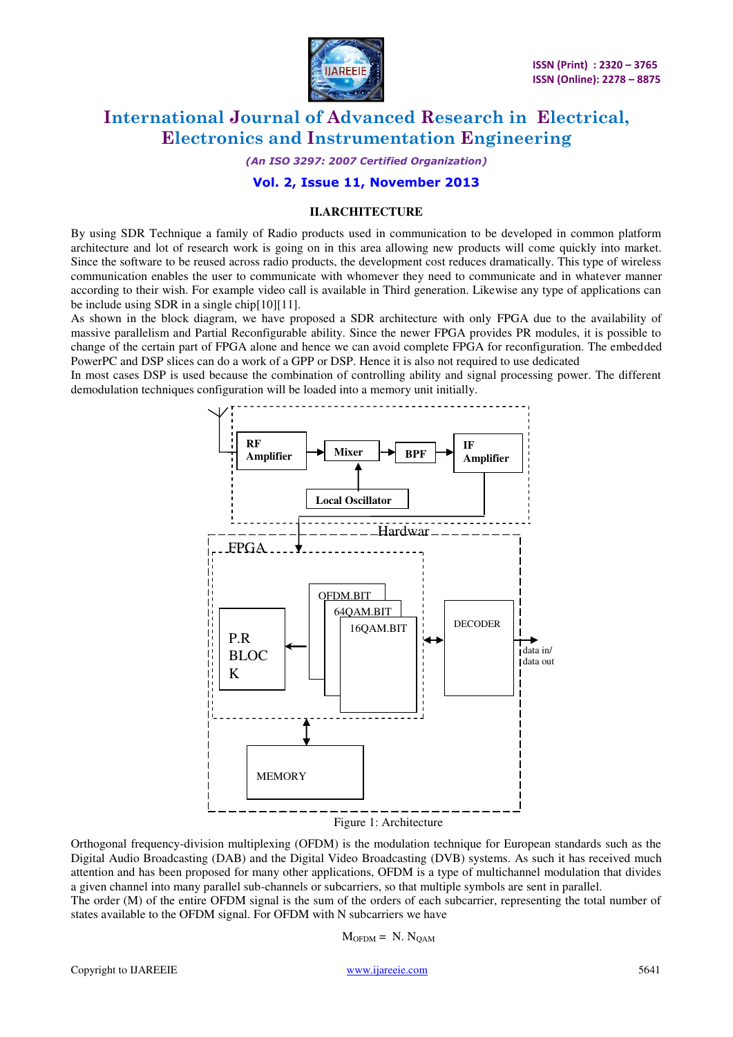## II.ARCHITECTURE

By using SDR Technique a family of Radio products used in communication to be developed in common platform architecture and lot of research work is going on in this area allowing new products will come quickly into market. Since the software to be reused across radio products, the development cost reduces dramatically. This type of wireless communication enables the user to communicate with whomever they need to communicate and in whatever manner according to their wish. For example video call is available in Third generation. Likewise any type of applications can be include using SDR in a single chip[10][11].

As shown in the block diagram, we have proposed a SDR architecture with only FPGA due to the availability of massive parallelism and Partial Reconfigurable ability. Since the newer FPGA provides PR modules, it is possible to change of the certain part of FPGA alone and hence we can avoid complete FPGA for reconfiguration. The embedded PowerPC and DSP slices can do a work of a GPP or DSP. Hence it is also not required to use dedicated

In most cases DSP is used because the combination of controlling ability and signal processing power. The different demodulation techniques configuration will be loaded into a memory unit initially.

Figure 1: Architecture

Orthogonal frequency-division multiplexing (OFDM) is the modulation technique for European standards such as the Digital Audio Broadcasting (DAB) and the Digital Video Broadcasting (DVB) systems. As such it has received much attention and has been proposed for many other applications, OFDM is a type of multichannel modulation that divides a given channel into many parallel sub-channels or subcarriers, so that multiple symbols are sent in parallel.

The order (M) of the entire OFDM signal is the sum of the orders of each subcarrier, representing the total number of states available to the OFDM signal. For OFDM with N subcarriers we have

$$M_{OFDM} = N.\, N_{QAM}$$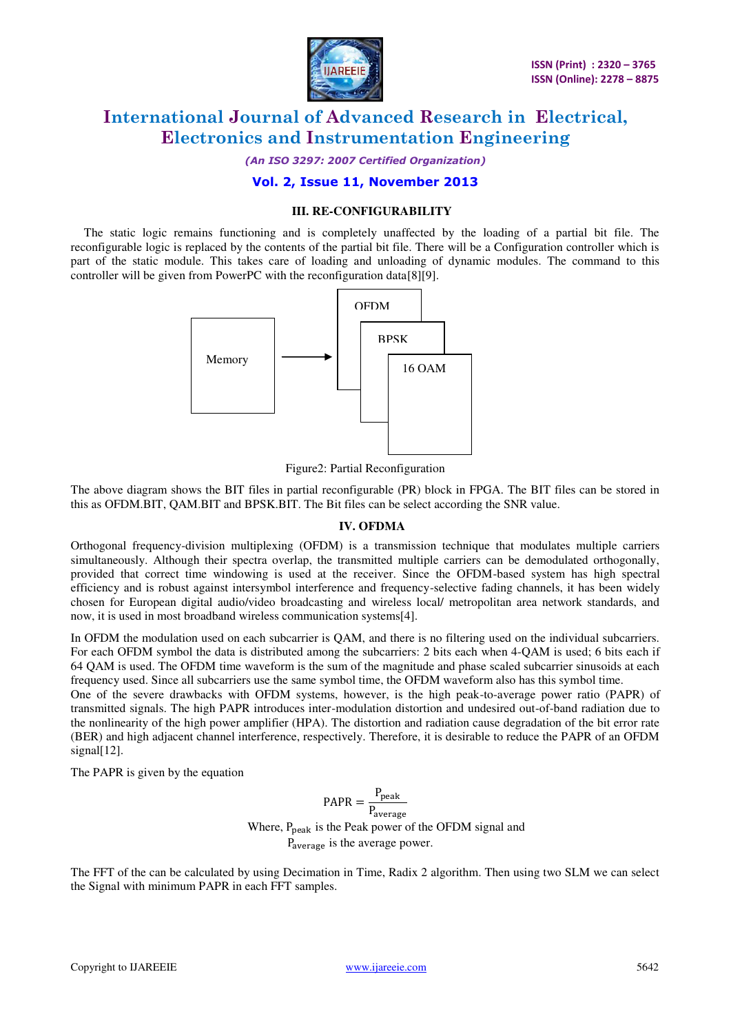### III. RE-CONFIGURABILITY

The static logic remains functioning and is completely unaffected by the loading of a partial bit file. The reconfigurable logic is replaced by the contents of the partial bit file. There will be a Configuration controller which is part of the static module. This takes care of loading and unloading of dynamic modules. The command to this controller will be given from PowerPC with the reconfiguration data[8][9].

Memory → OFDM / BPSK / 16 QAM

Figure2: Partial Reconfiguration

The above diagram shows the BIT files in partial reconfigurable (PR) block in FPGA. The BIT files can be stored in this as OFDM.BIT, QAM.BIT and BPSK.BIT. The Bit files can be select according the SNR value.

### IV. OFDMA

Orthogonal frequency-division multiplexing (OFDM) is a transmission technique that modulates multiple carriers simultaneously. Although their spectra overlap, the transmitted multiple carriers can be demodulated orthogonally, provided that correct time windowing is used at the receiver. Since the OFDM-based system has high spectral efficiency and is robust against intersymbol interference and frequency-selective fading channels, it has been widely chosen for European digital audio/video broadcasting and wireless local/ metropolitan area network standards, and now, it is used in most broadband wireless communication systems[4].

In OFDM the modulation used on each subcarrier is QAM, and there is no filtering used on the individual subcarriers. For each OFDM symbol the data is distributed among the subcarriers: 2 bits each when 4-QAM is used; 6 bits each if 64 QAM is used. The OFDM time waveform is the sum of the magnitude and phase scaled subcarrier sinusoids at each frequency used. Since all subcarriers use the same symbol time, the OFDM waveform also has this symbol time.

One of the severe drawbacks with OFDM systems, however, is the high peak-to-average power ratio (PAPR) of transmitted signals. The high PAPR introduces inter-modulation distortion and undesired out-of-band radiation due to the nonlinearity of the high power amplifier (HPA). The distortion and radiation cause degradation of the bit error rate (BER) and high adjacent channel interference, respectively. Therefore, it is desirable to reduce the PAPR of an OFDM signal[12].

The PAPR is given by the equation

$$\mathrm{PAPR} = \frac{\mathrm{P_{peak}}}{\mathrm{P_{average}}}$$

Where, $\mathrm{P_{peak}}$ is the Peak power of the OFDM signal and $\mathrm{P_{average}}$ is the average power.

The FFT of the can be calculated by using Decimation in Time, Radix 2 algorithm. Then using two SLM we can select the Signal with minimum PAPR in each FFT samples.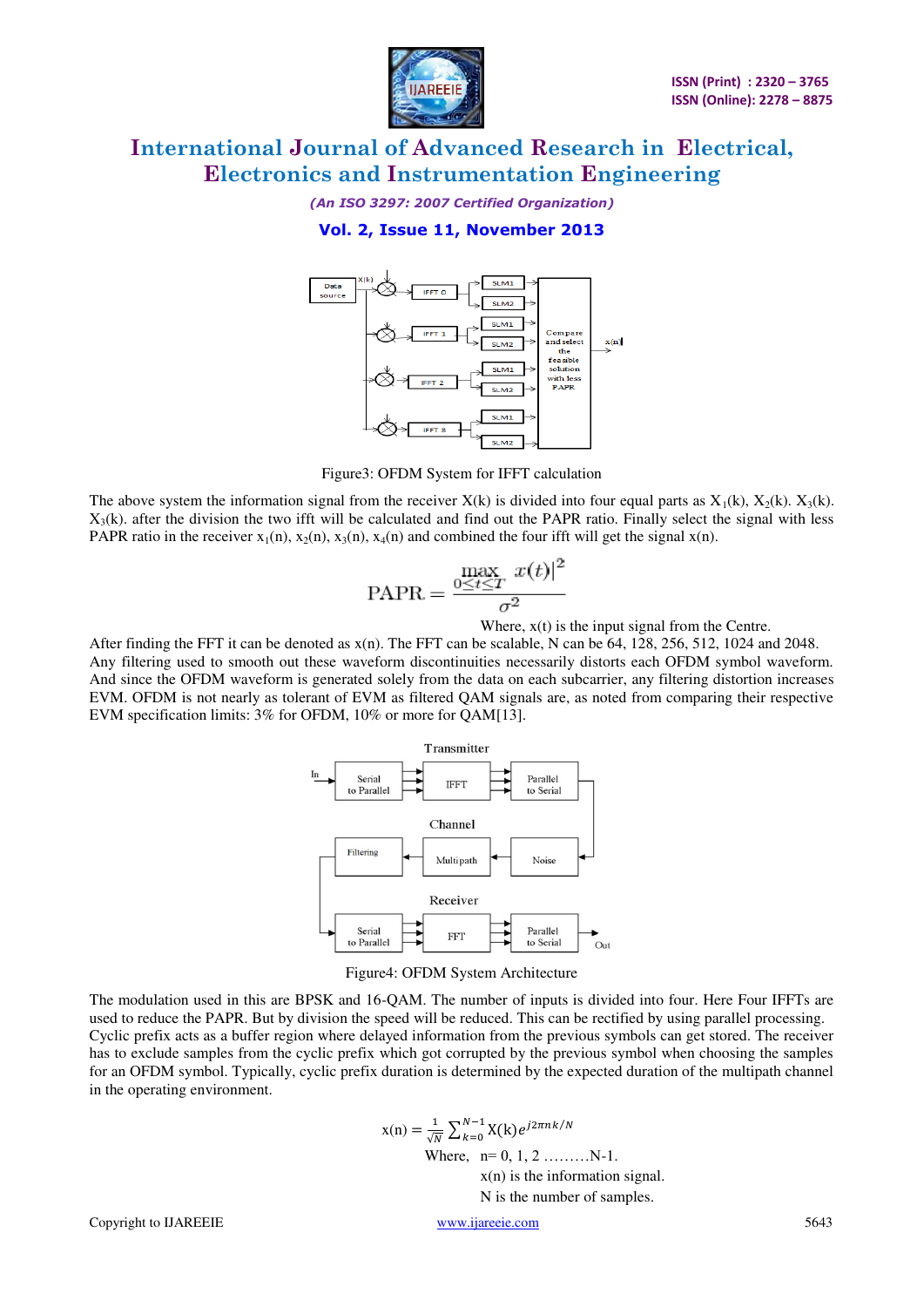Figure3: OFDM System for IFFT calculation

The above system the information signal from the receiver X(k) is divided into four equal parts as $X_1(k)$, $X_2(k)$. $X_3(k)$. $X_3(k)$. after the division the two ifft will be calculated and find out the PAPR ratio. Finally select the signal with less PAPR ratio in the receiver $x_1(n)$, $x_2(n)$, $x_3(n)$, $x_4(n)$ and combined the four ifft will get the signal x(n).

$$\text{PAPR} = \frac{\max\limits_{0 \le t \le T} x(t)|^2}{\sigma^2}$$

Where, x(t) is the input signal from the Centre.

After finding the FFT it can be denoted as x(n). The FFT can be scalable, N can be 64, 128, 256, 512, 1024 and 2048. Any filtering used to smooth out these waveform discontinuities necessarily distorts each OFDM symbol waveform. And since the OFDM waveform is generated solely from the data on each subcarrier, any filtering distortion increases EVM. OFDM is not nearly as tolerant of EVM as filtered QAM signals are, as noted from comparing their respective EVM specification limits: 3% for OFDM, 10% or more for QAM[13].

Figure4: OFDM System Architecture

The modulation used in this are BPSK and 16-QAM. The number of inputs is divided into four. Here Four IFFTs are used to reduce the PAPR. But by division the speed will be reduced. This can be rectified by using parallel processing. Cyclic prefix acts as a buffer region where delayed information from the previous symbols can get stored. The receiver has to exclude samples from the cyclic prefix which got corrupted by the previous symbol when choosing the samples for an OFDM symbol. Typically, cyclic prefix duration is determined by the expected duration of the multipath channel in the operating environment.

$$x(n) = \frac{1}{\sqrt{N}} \sum_{k=0}^{N-1} X(k) e^{j2\pi nk/N}$$

Where, n= 0, 1, 2 .........N-1.

x(n) is the information signal.

N is the number of samples.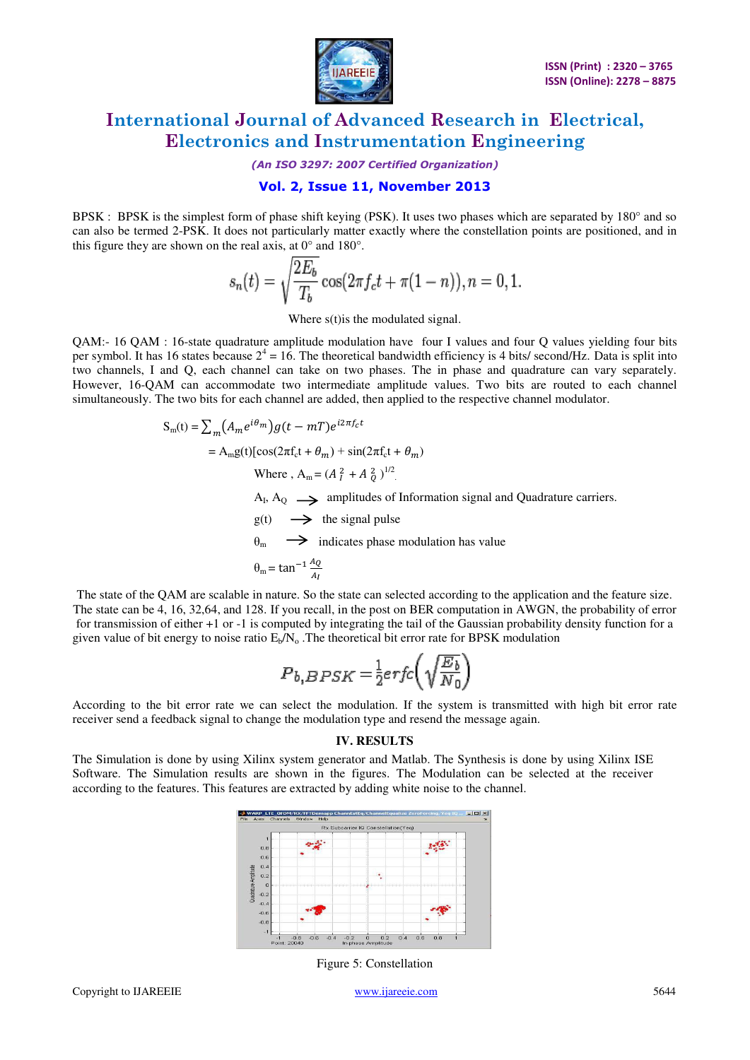BPSK : BPSK is the simplest form of phase shift keying (PSK). It uses two phases which are separated by 180° and so can also be termed 2-PSK. It does not particularly matter exactly where the constellation points are positioned, and in this figure they are shown on the real axis, at 0° and 180°.

$$s_n(t) = \sqrt{\frac{2E_b}{T_b}}\cos(2\pi f_c t + \pi(1-n)), n = 0, 1.$$

Where s(t)is the modulated signal.

QAM:- 16 QAM : 16-state quadrature amplitude modulation have four I values and four Q values yielding four bits per symbol. It has 16 states because $2^4 = 16$. The theoretical bandwidth efficiency is 4 bits/ second/Hz. Data is split into two channels, I and Q, each channel can take on two phases. The in phase and quadrature can vary separately. However, 16-QAM can accommodate two intermediate amplitude values. Two bits are routed to each channel simultaneously. The two bits for each channel are added, then applied to the respective channel modulator.

$$S_m(t) = \sum_m (A_m e^{i\theta_m}) g(t - mT) e^{i2\pi f_c t}$$

$$= A_m g(t)[\cos(2\pi f_c t + \theta_m) + \sin(2\pi f_c t + \theta_m)]$$

Where , $A_m = (A_I^2 + A_Q^2)^{1/2}$.

$A_I$, $A_Q$ → amplitudes of Information signal and Quadrature carriers.

g(t) → the signal pulse

$\theta_m$ → indicates phase modulation has value

$\theta_m = \tan^{-1}\frac{A_Q}{A_I}$

The state of the QAM are scalable in nature. So the state can selected according to the application and the feature size. The state can be 4, 16, 32,64, and 128. If you recall, in the post on BER computation in AWGN, the probability of error for transmission of either +1 or -1 is computed by integrating the tail of the Gaussian probability density function for a given value of bit energy to noise ratio $E_b/N_o$ .The theoretical bit error rate for BPSK modulation

$$P_{b,BPSK} = \frac{1}{2}erfc\left(\sqrt{\frac{E_b}{N_0}}\right)$$

According to the bit error rate we can select the modulation. If the system is transmitted with high bit error rate receiver send a feedback signal to change the modulation type and resend the message again.

## IV. RESULTS

The Simulation is done by using Xilinx system generator and Matlab. The Synthesis is done by using Xilinx ISE Software. The Simulation results are shown in the figures. The Modulation can be selected at the receiver according to the features. This features are extracted by adding white noise to the channel.

Figure 5: Constellation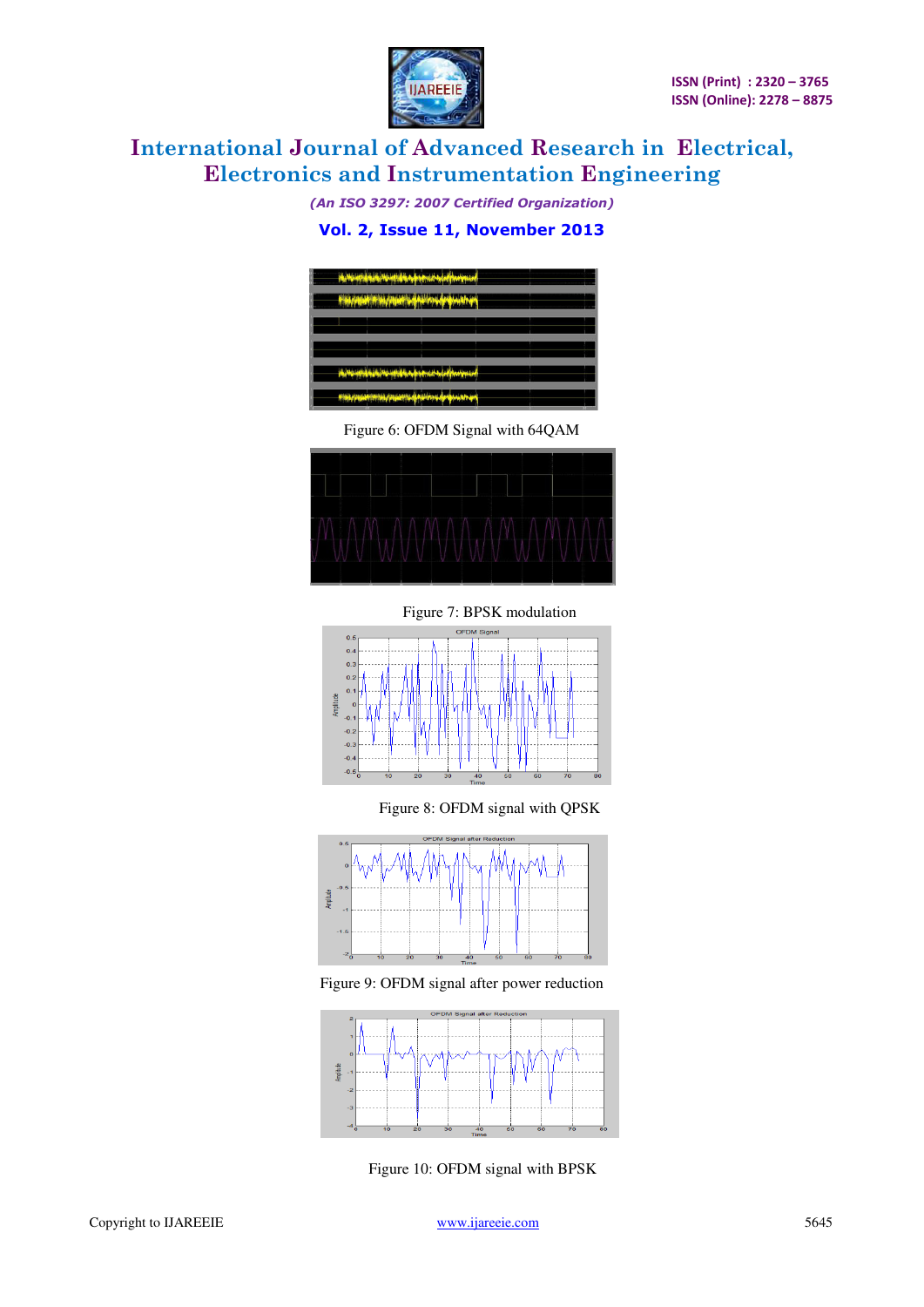Figure 6: OFDM Signal with 64QAM

Figure 7: BPSK modulation

Figure 8: OFDM signal with QPSK

Figure 9: OFDM signal after power reduction

Figure 10: OFDM signal with BPSK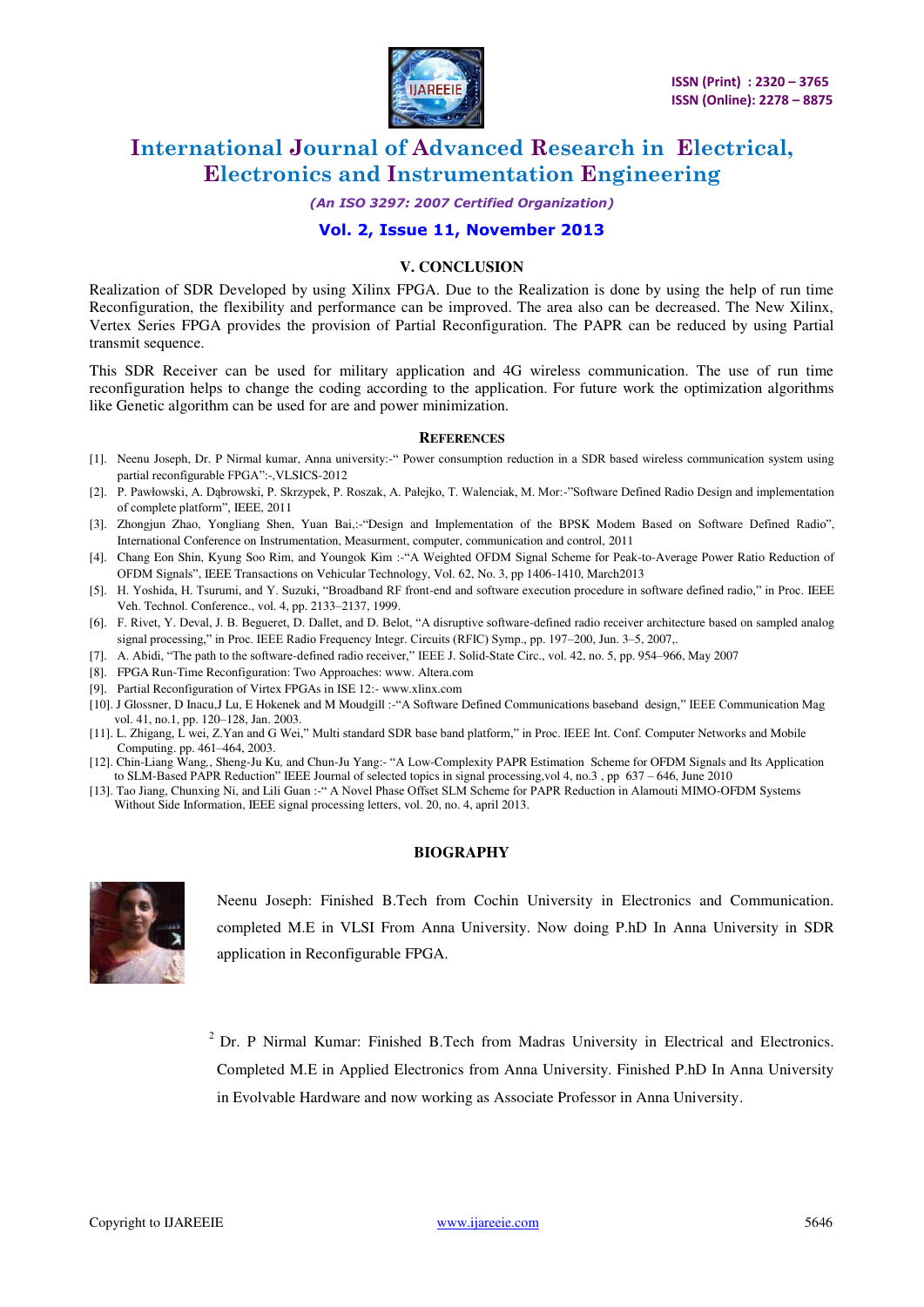## V. CONCLUSION

Realization of SDR Developed by using Xilinx FPGA. Due to the Realization is done by using the help of run time Reconfiguration, the flexibility and performance can be improved. The area also can be decreased. The New Xilinx, Vertex Series FPGA provides the provision of Partial Reconfiguration. The PAPR can be reduced by using Partial transmit sequence.

This SDR Receiver can be used for military application and 4G wireless communication. The use of run time reconfiguration helps to change the coding according to the application. For future work the optimization algorithms like Genetic algorithm can be used for are and power minimization.

## REFERENCES

[1]. Neenu Joseph, Dr. P Nirmal kumar, Anna university:-" Power consumption reduction in a SDR based wireless communication system using partial reconfigurable FPGA":-,VLSICS-2012

[2]. P. Pawłowski, A. Dąbrowski, P. Skrzypek, P. Roszak, A. Pałejko, T. Walenciak, M. Mor:-"Software Defined Radio Design and implementation of complete platform", IEEE, 2011

[3]. Zhongjun Zhao, Yongliang Shen, Yuan Bai,:-"Design and Implementation of the BPSK Modem Based on Software Defined Radio", International Conference on Instrumentation, Measurment, computer, communication and control, 2011

[4]. Chang Eon Shin, Kyung Soo Rim, and Youngok Kim :-"A Weighted OFDM Signal Scheme for Peak-to-Average Power Ratio Reduction of OFDM Signals", IEEE Transactions on Vehicular Technology, Vol. 62, No. 3, pp 1406-1410, March2013

[5]. H. Yoshida, H. Tsurumi, and Y. Suzuki, "Broadband RF front-end and software execution procedure in software defined radio," in Proc. IEEE Veh. Technol. Conference., vol. 4, pp. 2133–2137, 1999.

[6]. F. Rivet, Y. Deval, J. B. Begueret, D. Dallet, and D. Belot, "A disruptive software-defined radio receiver architecture based on sampled analog signal processing," in Proc. IEEE Radio Frequency Integr. Circuits (RFIC) Symp., pp. 197–200, Jun. 3–5, 2007,.

[7]. A. Abidi, "The path to the software-defined radio receiver," IEEE J. Solid-State Circ., vol. 42, no. 5, pp. 954–966, May 2007

[8]. FPGA Run-Time Reconfiguration: Two Approaches: www. Altera.com

[9]. Partial Reconfiguration of Virtex FPGAs in ISE 12:- www.xlinx.com

[10]. J Glossner, D Inacu,J Lu, E Hokenek and M Moudgill :-"A Software Defined Communications baseband design," IEEE Communication Mag vol. 41, no.1, pp. 120–128, Jan. 2003.

[11]. L. Zhigang, L wei, Z.Yan and G Wei," Multi standard SDR base band platform," in Proc. IEEE Int. Conf. Computer Networks and Mobile Computing. pp. 461–464, 2003.

[12]. Chin-Liang Wang,, Sheng-Ju Ku, and Chun-Ju Yang:- "A Low-Complexity PAPR Estimation Scheme for OFDM Signals and Its Application to SLM-Based PAPR Reduction" IEEE Journal of selected topics in signal processing,vol 4, no.3 , pp 637 – 646, June 2010

[13]. Tao Jiang, Chunxing Ni, and Lili Guan :-" A Novel Phase Offset SLM Scheme for PAPR Reduction in Alamouti MIMO-OFDM Systems Without Side Information, IEEE signal processing letters, vol. 20, no. 4, april 2013.

## BIOGRAPHY

Neenu Joseph: Finished B.Tech from Cochin University in Electronics and Communication. completed M.E in VLSI From Anna University. Now doing P.hD In Anna University in SDR application in Reconfigurable FPGA.

[2] Dr. P Nirmal Kumar: Finished B.Tech from Madras University in Electrical and Electronics. Completed M.E in Applied Electronics from Anna University. Finished P.hD In Anna University in Evolvable Hardware and now working as Associate Professor in Anna University.